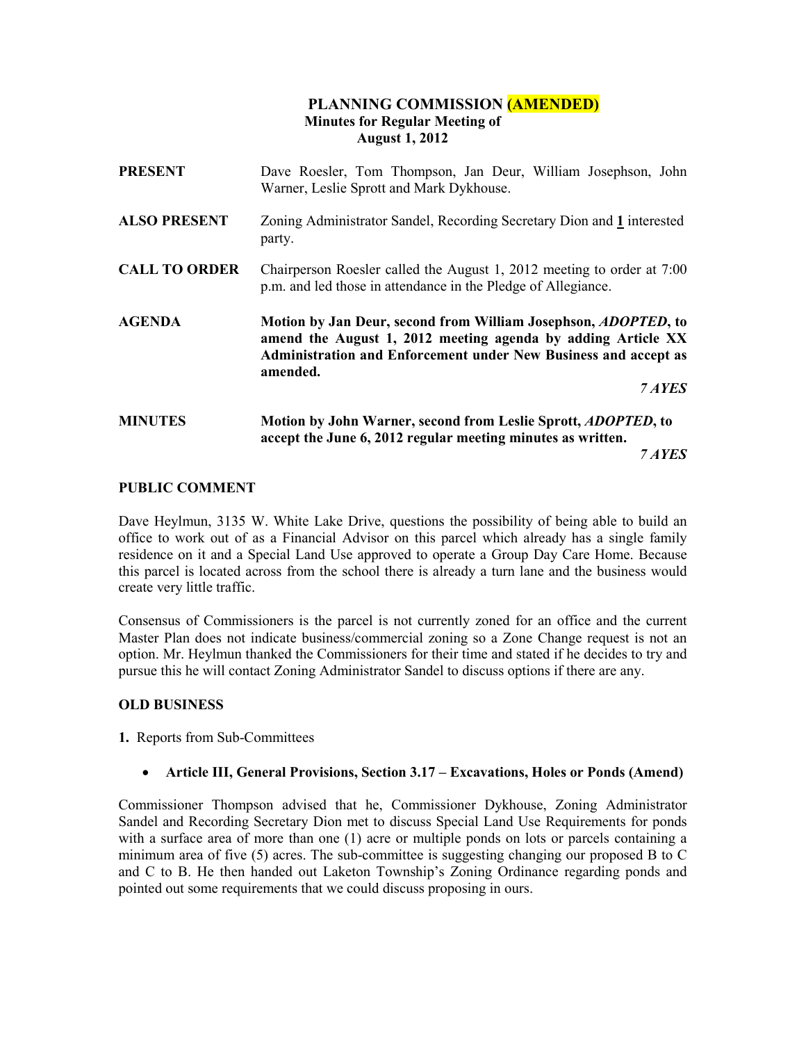# PLANNING COMMISSION **(AMENDED)**

**Minutes for Regular Meeting of August 1, 2012**

**PRESENT** Dave Roesler, Tom Thompson, Jan Deur, William Josephson, John Warner, Leslie Sprott and Mark Dykhouse.

**ALSO PRESENT** Zoning Administrator Sandel, Recording Secretary Dion and **1** interested party.

**CALL TO ORDER** Chairperson Roesler called the August 1, 2012 meeting to order at 7:00 p.m. and led those in attendance in the Pledge of Allegiance.

**AGENDA** **Motion by Jan Deur, second from William Josephson, *ADOPTED*, to amend the August 1, 2012 meeting agenda by adding Article XX Administration and Enforcement under New Business and accept as amended.**

***7 AYES***

**MINUTES** **Motion by John Warner, second from Leslie Sprott, *ADOPTED*, to accept the June 6, 2012 regular meeting minutes as written.**

***7 AYES***

## PUBLIC COMMENT

Dave Heylmun, 3135 W. White Lake Drive, questions the possibility of being able to build an office to work out of as a Financial Advisor on this parcel which already has a single family residence on it and a Special Land Use approved to operate a Group Day Care Home. Because this parcel is located across from the school there is already a turn lane and the business would create very little traffic.

Consensus of Commissioners is the parcel is not currently zoned for an office and the current Master Plan does not indicate business/commercial zoning so a Zone Change request is not an option. Mr. Heylmun thanked the Commissioners for their time and stated if he decides to try and pursue this he will contact Zoning Administrator Sandel to discuss options if there are any.

## OLD BUSINESS

**1.** Reports from Sub-Committees

- **Article III, General Provisions, Section 3.17 – Excavations, Holes or Ponds (Amend)**

Commissioner Thompson advised that he, Commissioner Dykhouse, Zoning Administrator Sandel and Recording Secretary Dion met to discuss Special Land Use Requirements for ponds with a surface area of more than one (1) acre or multiple ponds on lots or parcels containing a minimum area of five (5) acres. The sub-committee is suggesting changing our proposed B to C and C to B. He then handed out Laketon Township's Zoning Ordinance regarding ponds and pointed out some requirements that we could discuss proposing in ours.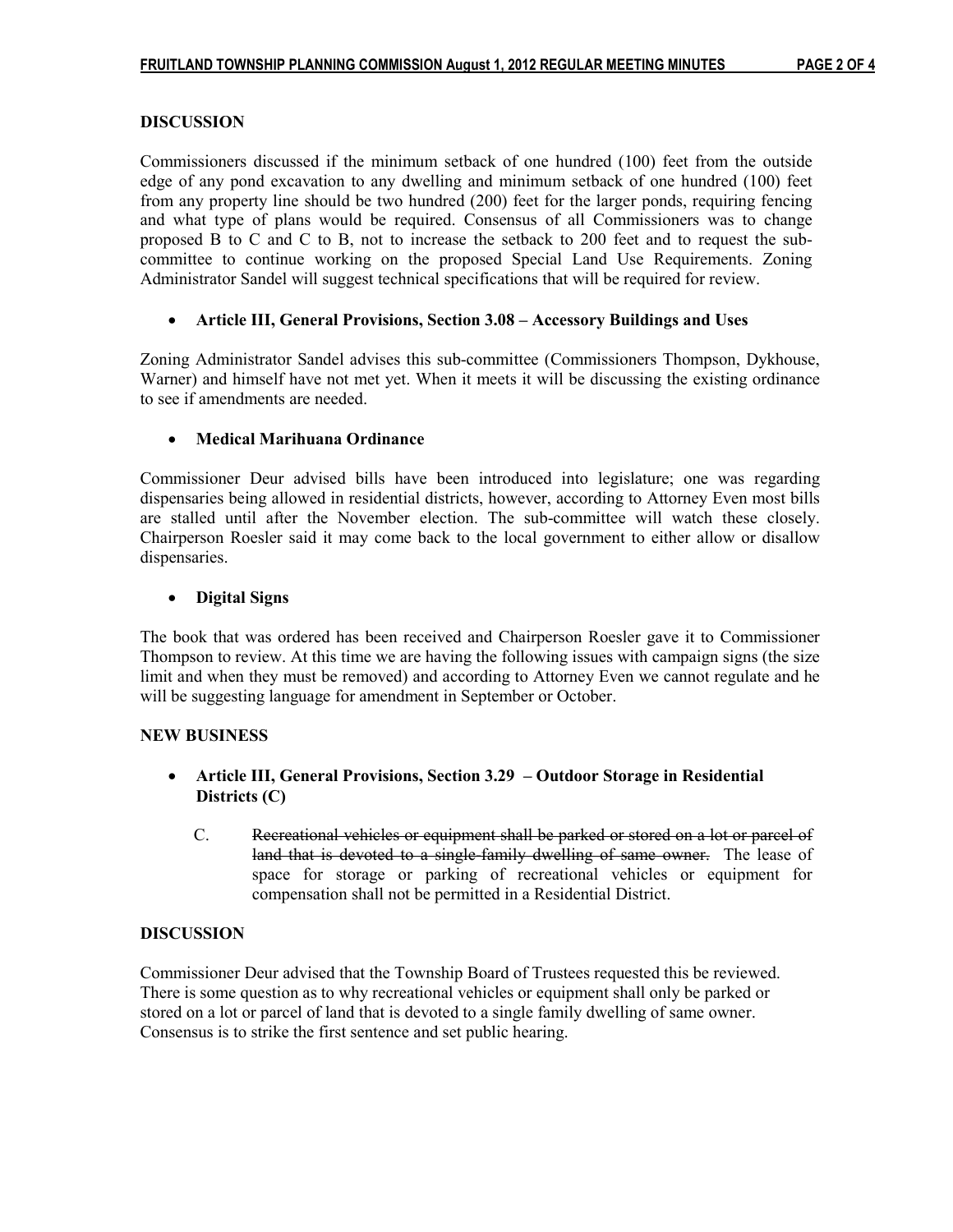### DISCUSSION

Commissioners discussed if the minimum setback of one hundred (100) feet from the outside edge of any pond excavation to any dwelling and minimum setback of one hundred (100) feet from any property line should be two hundred (200) feet for the larger ponds, requiring fencing and what type of plans would be required. Consensus of all Commissioners was to change proposed B to C and C to B, not to increase the setback to 200 feet and to request the sub-committee to continue working on the proposed Special Land Use Requirements. Zoning Administrator Sandel will suggest technical specifications that will be required for review.

- **Article III, General Provisions, Section 3.08 – Accessory Buildings and Uses**

Zoning Administrator Sandel advises this sub-committee (Commissioners Thompson, Dykhouse, Warner) and himself have not met yet. When it meets it will be discussing the existing ordinance to see if amendments are needed.

- **Medical Marihuana Ordinance**

Commissioner Deur advised bills have been introduced into legislature; one was regarding dispensaries being allowed in residential districts, however, according to Attorney Even most bills are stalled until after the November election. The sub-committee will watch these closely. Chairperson Roesler said it may come back to the local government to either allow or disallow dispensaries.

- **Digital Signs**

The book that was ordered has been received and Chairperson Roesler gave it to Commissioner Thompson to review. At this time we are having the following issues with campaign signs (the size limit and when they must be removed) and according to Attorney Even we cannot regulate and he will be suggesting language for amendment in September or October.

### NEW BUSINESS

- **Article III, General Provisions, Section 3.29 – Outdoor Storage in Residential Districts (C)**

    C. ~~Recreational vehicles or equipment shall be parked or stored on a lot or parcel of land that is devoted to a single-family dwelling of same owner.~~ The lease of space for storage or parking of recreational vehicles or equipment for compensation shall not be permitted in a Residential District.

### DISCUSSION

Commissioner Deur advised that the Township Board of Trustees requested this be reviewed. There is some question as to why recreational vehicles or equipment shall only be parked or stored on a lot or parcel of land that is devoted to a single family dwelling of same owner. Consensus is to strike the first sentence and set public hearing.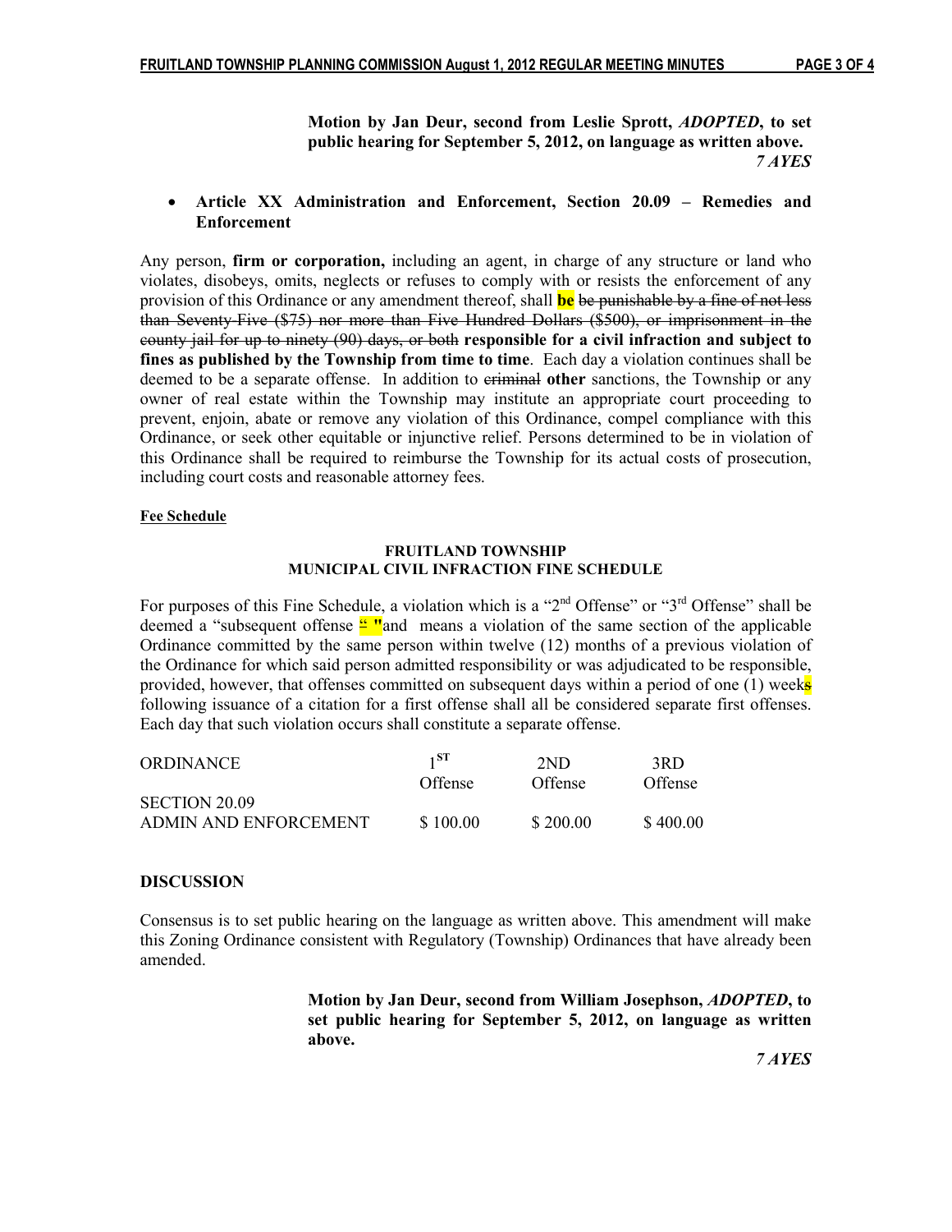**Motion by Jan Deur, second from Leslie Sprott, *ADOPTED*, to set public hearing for September 5, 2012, on language as written above.**
***7 AYES***

- **Article XX Administration and Enforcement, Section 20.09 – Remedies and Enforcement**

Any person, **firm or corporation,** including an agent, in charge of any structure or land who violates, disobeys, omits, neglects or refuses to comply with or resists the enforcement of any provision of this Ordinance or any amendment thereof, shall **be** ~~be punishable by a fine of not less than Seventy-Five ($75) nor more than Five Hundred Dollars ($500), or imprisonment in the county jail for up to ninety (90) days, or both~~ **responsible for a civil infraction and subject to fines as published by the Township from time to time**. Each day a violation continues shall be deemed to be a separate offense. In addition to ~~criminal~~ **other** sanctions, the Township or any owner of real estate within the Township may institute an appropriate court proceeding to prevent, enjoin, abate or remove any violation of this Ordinance, compel compliance with this Ordinance, or seek other equitable or injunctive relief. Persons determined to be in violation of this Ordinance shall be required to reimburse the Township for its actual costs of prosecution, including court costs and reasonable attorney fees.

**Fee Schedule**

**FRUITLAND TOWNSHIP**
**MUNICIPAL CIVIL INFRACTION FINE SCHEDULE**

For purposes of this Fine Schedule, a violation which is a "2nd Offense" or "3rd Offense" shall be deemed a "subsequent offense ~~"~~ **"**and means a violation of the same section of the applicable Ordinance committed by the same person within twelve (12) months of a previous violation of the Ordinance for which said person admitted responsibility or was adjudicated to be responsible, provided, however, that offenses committed on subsequent days within a period of one (1) week~~s~~ following issuance of a citation for a first offense shall all be considered separate first offenses. Each day that such violation occurs shall constitute a separate offense.

| ORDINANCE | 1ST Offense | 2ND Offense | 3RD Offense |
|---|---|---|---|
| SECTION 20.09 ADMIN AND ENFORCEMENT | $ 100.00 | $ 200.00 | $ 400.00 |

**DISCUSSION**

Consensus is to set public hearing on the language as written above. This amendment will make this Zoning Ordinance consistent with Regulatory (Township) Ordinances that have already been amended.

**Motion by Jan Deur, second from William Josephson, *ADOPTED*, to set public hearing for September 5, 2012, on language as written above.**

***7 AYES***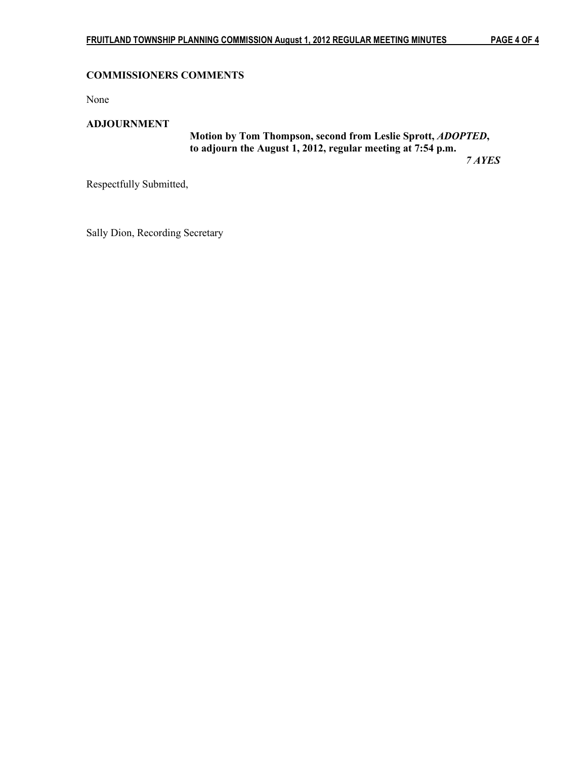**COMMISSIONERS COMMENTS**

None

**ADJOURNMENT**

**Motion by Tom Thompson, second from Leslie Sprott, *ADOPTED*, to adjourn the August 1, 2012, regular meeting at 7:54 p.m.**

***7 AYES***

Respectfully Submitted,

Sally Dion, Recording Secretary